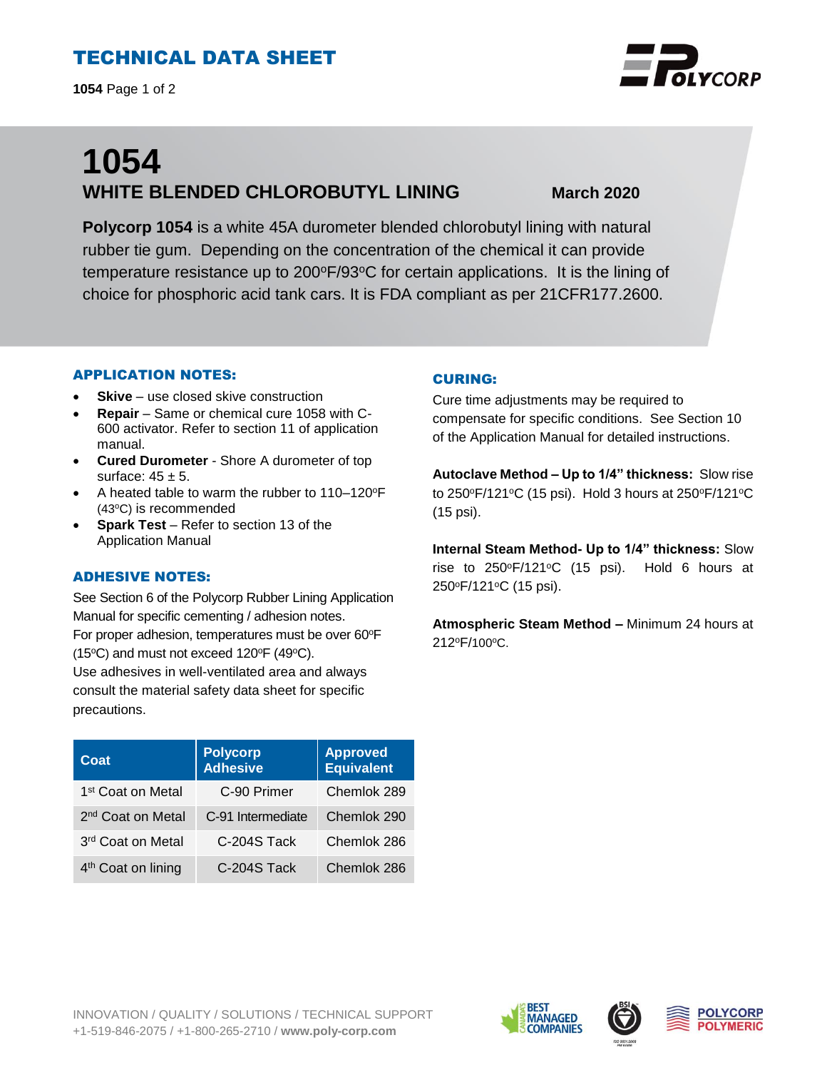# TECHNICAL DATA SHEET

# 1054

## WHITE BLENDED CHLOROBUTYL LINING

**March 2020**

**Polycorp 1054** is a white 45A durometer blended chlorobutyl lining with natural rubber tie gum. Depending on the concentration of the chemical it can provide temperature resistance up to 200ºF/93ºC for certain applications. It is the lining of choice for phosphoric acid tank cars. It is FDA compliant as per 21CFR177.2600.

### APPLICATION NOTES:

- **Skive** – use closed skive construction
- **Repair** – Same or chemical cure 1058 with C-600 activator. Refer to section 11 of application manual.
- **Cured Durometer** - Shore A durometer of top surface: 45 ± 5.
- A heated table to warm the rubber to 110–120ºF (43ºC) is recommended
- **Spark Test** – Refer to section 13 of the Application Manual

### ADHESIVE NOTES:

See Section 6 of the Polycorp Rubber Lining Application Manual for specific cementing / adhesion notes.
For proper adhesion, temperatures must be over 60ºF (15ºC) and must not exceed 120ºF (49ºC).
Use adhesives in well-ventilated area and always consult the material safety data sheet for specific precautions.

| Coat | Polycorp Adhesive | Approved Equivalent |
|---|---|---|
| 1st Coat on Metal | C-90 Primer | Chemlok 289 |
| 2nd Coat on Metal | C-91 Intermediate | Chemlok 290 |
| 3rd Coat on Metal | C-204S Tack | Chemlok 286 |
| 4th Coat on lining | C-204S Tack | Chemlok 286 |

### CURING:

Cure time adjustments may be required to compensate for specific conditions. See Section 10 of the Application Manual for detailed instructions.

**Autoclave Method – Up to 1/4" thickness:** Slow rise to 250ºF/121ºC (15 psi). Hold 3 hours at 250ºF/121ºC (15 psi).

**Internal Steam Method- Up to 1/4" thickness:** Slow rise to 250ºF/121ºC (15 psi). Hold 6 hours at 250ºF/121ºC (15 psi).

**Atmospheric Steam Method –** Minimum 24 hours at 212ºF/100ºC.

INNOVATION / QUALITY / SOLUTIONS / TECHNICAL SUPPORT
+1-519-846-2075 / +1-800-265-2710 / **www.poly-corp.com**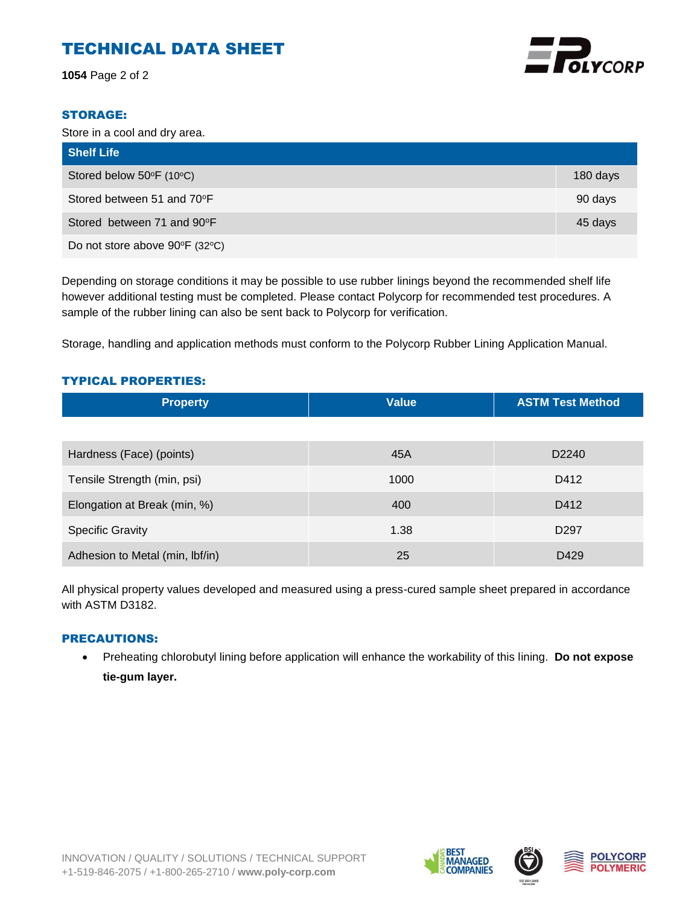### STORAGE:

Store in a cool and dry area.

| Shelf Life | |
|---|---|
| Stored below 50ºF (10ºC) | 180 days |
| Stored between 51 and 70ºF | 90 days |
| Stored between 71 and 90ºF | 45 days |
| Do not store above 90ºF (32ºC) | |

Depending on storage conditions it may be possible to use rubber linings beyond the recommended shelf life however additional testing must be completed. Please contact Polycorp for recommended test procedures. A sample of the rubber lining can also be sent back to Polycorp for verification.

Storage, handling and application methods must conform to the Polycorp Rubber Lining Application Manual.

### TYPICAL PROPERTIES:

| Property | Value | ASTM Test Method |
|---|---|---|
| Hardness (Face) (points) | 45A | D2240 |
| Tensile Strength (min, psi) | 1000 | D412 |
| Elongation at Break (min, %) | 400 | D412 |
| Specific Gravity | 1.38 | D297 |
| Adhesion to Metal (min, lbf/in) | 25 | D429 |

All physical property values developed and measured using a press-cured sample sheet prepared in accordance with ASTM D3182.

### PRECAUTIONS:

- Preheating chlorobutyl lining before application will enhance the workability of this lining. **Do not expose tie-gum layer.**